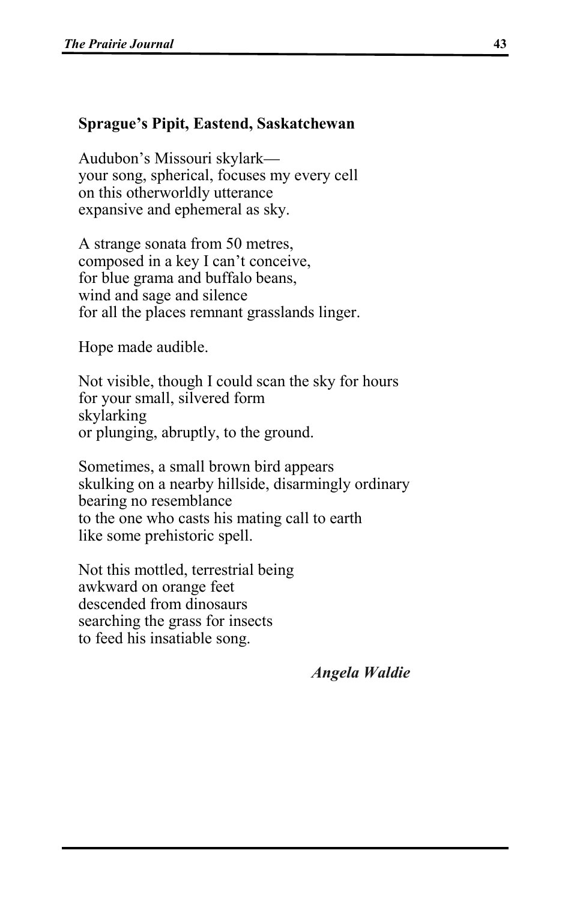**Sprague's Pipit, Eastend, Saskatchewan**

Audubon's Missouri skylark—  
your song, spherical, focuses my every cell  
on this otherworldly utterance  
expansive and ephemeral as sky.

A strange sonata from 50 metres,  
composed in a key I can't conceive,  
for blue grama and buffalo beans,  
wind and sage and silence  
for all the places remnant grasslands linger.

Hope made audible.

Not visible, though I could scan the sky for hours  
for your small, silvered form  
skylarking  
or plunging, abruptly, to the ground.

Sometimes, a small brown bird appears  
skulking on a nearby hillside, disarmingly ordinary  
bearing no resemblance  
to the one who casts his mating call to earth  
like some prehistoric spell.

Not this mottled, terrestrial being  
awkward on orange feet  
descended from dinosaurs  
searching the grass for insects  
to feed his insatiable song.

***Angela Waldie***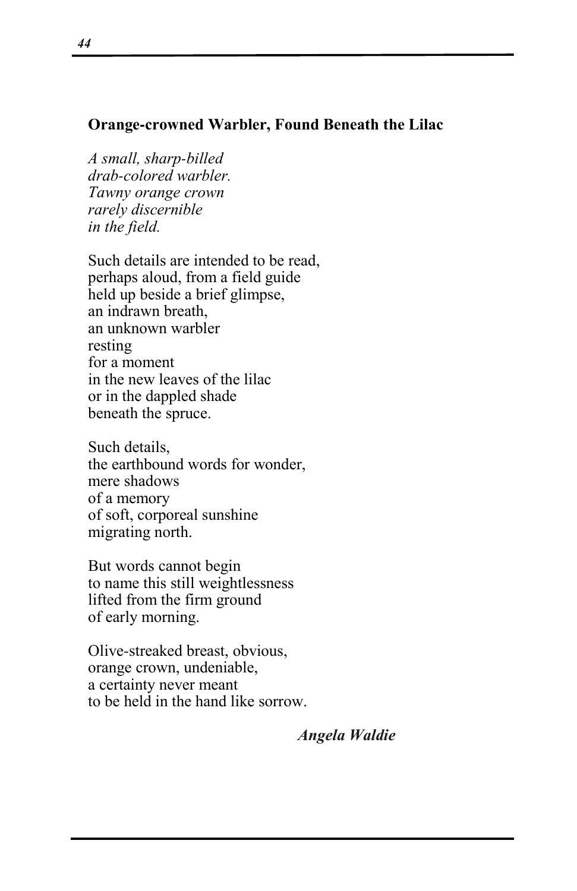**Orange-crowned Warbler, Found Beneath the Lilac**

*A small, sharp-billed*  
*drab-colored warbler.*  
*Tawny orange crown*  
*rarely discernible*  
*in the field.*

Such details are intended to be read,  
perhaps aloud, from a field guide  
held up beside a brief glimpse,  
an indrawn breath,  
an unknown warbler  
resting  
for a moment  
in the new leaves of the lilac  
or in the dappled shade  
beneath the spruce.

Such details,  
the earthbound words for wonder,  
mere shadows  
of a memory  
of soft, corporeal sunshine  
migrating north.

But words cannot begin  
to name this still weightlessness  
lifted from the firm ground  
of early morning.

Olive-streaked breast, obvious,  
orange crown, undeniable,  
a certainty never meant  
to be held in the hand like sorrow.

***Angela Waldie***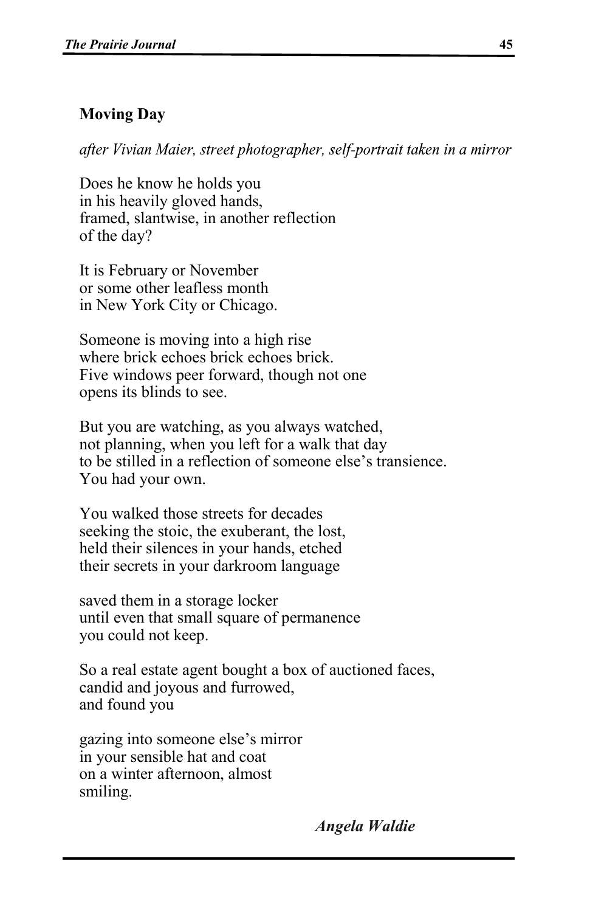## Moving Day

*after Vivian Maier, street photographer, self-portrait taken in a mirror*

Does he know he holds you  
in his heavily gloved hands,  
framed, slantwise, in another reflection  
of the day?

It is February or November  
or some other leafless month  
in New York City or Chicago.

Someone is moving into a high rise  
where brick echoes brick echoes brick.  
Five windows peer forward, though not one  
opens its blinds to see.

But you are watching, as you always watched,  
not planning, when you left for a walk that day  
to be stilled in a reflection of someone else's transience.  
You had your own.

You walked those streets for decades  
seeking the stoic, the exuberant, the lost,  
held their silences in your hands, etched  
their secrets in your darkroom language

saved them in a storage locker  
until even that small square of permanence  
you could not keep.

So a real estate agent bought a box of auctioned faces,  
candid and joyous and furrowed,  
and found you

gazing into someone else's mirror  
in your sensible hat and coat  
on a winter afternoon, almost  
smiling.

***Angela Waldie***